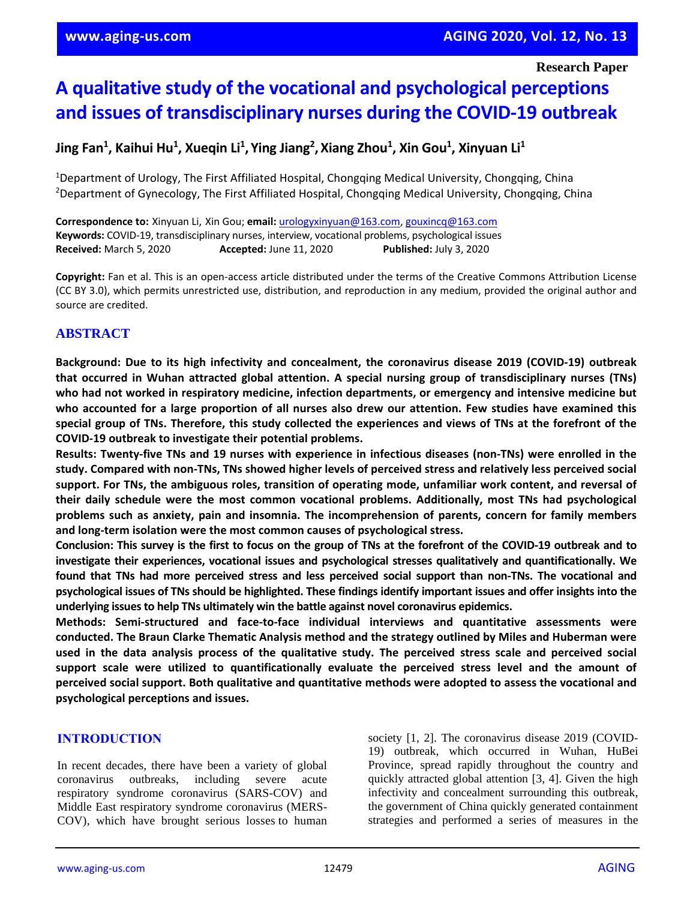Research Paper

# A qualitative study of the vocational and psychological perceptions and issues of transdisciplinary nurses during the COVID-19 outbreak

**Jing Fan[1], Kaihui Hu[1], Xueqin Li[1], Ying Jiang[2], Xiang Zhou[1], Xin Gou[1], Xinyuan Li[1]**

[1]Department of Urology, The First Affiliated Hospital, Chongqing Medical University, Chongqing, China
[2]Department of Gynecology, The First Affiliated Hospital, Chongqing Medical University, Chongqing, China

**Correspondence to:** Xinyuan Li, Xin Gou; **email:** urologyxinyuan@163.com, gouxincq@163.com
**Keywords:** COVID-19, transdisciplinary nurses, interview, vocational problems, psychological issues
**Received:** March 5, 2020 **Accepted:** June 11, 2020 **Published:** July 3, 2020

**Copyright:** Fan et al. This is an open-access article distributed under the terms of the Creative Commons Attribution License (CC BY 3.0), which permits unrestricted use, distribution, and reproduction in any medium, provided the original author and source are credited.

## ABSTRACT

**Background: Due to its high infectivity and concealment, the coronavirus disease 2019 (COVID-19) outbreak that occurred in Wuhan attracted global attention. A special nursing group of transdisciplinary nurses (TNs) who had not worked in respiratory medicine, infection departments, or emergency and intensive medicine but who accounted for a large proportion of all nurses also drew our attention. Few studies have examined this special group of TNs. Therefore, this study collected the experiences and views of TNs at the forefront of the COVID-19 outbreak to investigate their potential problems.**

**Results: Twenty-five TNs and 19 nurses with experience in infectious diseases (non-TNs) were enrolled in the study. Compared with non-TNs, TNs showed higher levels of perceived stress and relatively less perceived social support. For TNs, the ambiguous roles, transition of operating mode, unfamiliar work content, and reversal of their daily schedule were the most common vocational problems. Additionally, most TNs had psychological problems such as anxiety, pain and insomnia. The incomprehension of parents, concern for family members and long-term isolation were the most common causes of psychological stress.**

**Conclusion: This survey is the first to focus on the group of TNs at the forefront of the COVID-19 outbreak and to investigate their experiences, vocational issues and psychological stresses qualitatively and quantificationally. We found that TNs had more perceived stress and less perceived social support than non-TNs. The vocational and psychological issues of TNs should be highlighted. These findings identify important issues and offer insights into the underlying issues to help TNs ultimately win the battle against novel coronavirus epidemics.**

**Methods: Semi-structured and face-to-face individual interviews and quantitative assessments were conducted. The Braun Clarke Thematic Analysis method and the strategy outlined by Miles and Huberman were used in the data analysis process of the qualitative study. The perceived stress scale and perceived social support scale were utilized to quantificationally evaluate the perceived stress level and the amount of perceived social support. Both qualitative and quantitative methods were adopted to assess the vocational and psychological perceptions and issues.**

## INTRODUCTION

In recent decades, there have been a variety of global coronavirus outbreaks, including severe acute respiratory syndrome coronavirus (SARS-COV) and Middle East respiratory syndrome coronavirus (MERS-COV), which have brought serious losses to human society [1, 2]. The coronavirus disease 2019 (COVID-19) outbreak, which occurred in Wuhan, HuBei Province, spread rapidly throughout the country and quickly attracted global attention [3, 4]. Given the high infectivity and concealment surrounding this outbreak, the government of China quickly generated containment strategies and performed a series of measures in the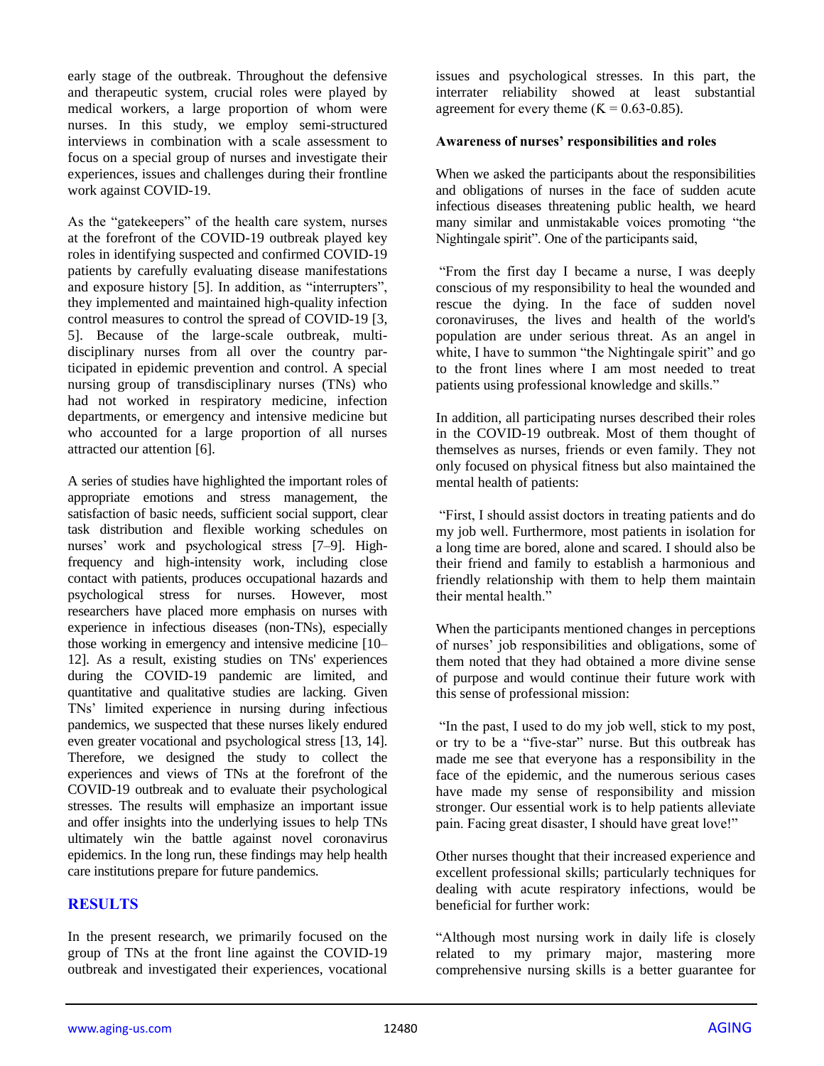early stage of the outbreak. Throughout the defensive and therapeutic system, crucial roles were played by medical workers, a large proportion of whom were nurses. In this study, we employ semi-structured interviews in combination with a scale assessment to focus on a special group of nurses and investigate their experiences, issues and challenges during their frontline work against COVID-19.

As the "gatekeepers" of the health care system, nurses at the forefront of the COVID-19 outbreak played key roles in identifying suspected and confirmed COVID-19 patients by carefully evaluating disease manifestations and exposure history [5]. In addition, as "interrupters", they implemented and maintained high-quality infection control measures to control the spread of COVID-19 [3, 5]. Because of the large-scale outbreak, multi-disciplinary nurses from all over the country participated in epidemic prevention and control. A special nursing group of transdisciplinary nurses (TNs) who had not worked in respiratory medicine, infection departments, or emergency and intensive medicine but who accounted for a large proportion of all nurses attracted our attention [6].

A series of studies have highlighted the important roles of appropriate emotions and stress management, the satisfaction of basic needs, sufficient social support, clear task distribution and flexible working schedules on nurses' work and psychological stress [7–9]. High-frequency and high-intensity work, including close contact with patients, produces occupational hazards and psychological stress for nurses. However, most researchers have placed more emphasis on nurses with experience in infectious diseases (non-TNs), especially those working in emergency and intensive medicine [10–12]. As a result, existing studies on TNs' experiences during the COVID-19 pandemic are limited, and quantitative and qualitative studies are lacking. Given TNs' limited experience in nursing during infectious pandemics, we suspected that these nurses likely endured even greater vocational and psychological stress [13, 14]. Therefore, we designed the study to collect the experiences and views of TNs at the forefront of the COVID-19 outbreak and to evaluate their psychological stresses. The results will emphasize an important issue and offer insights into the underlying issues to help TNs ultimately win the battle against novel coronavirus epidemics. In the long run, these findings may help health care institutions prepare for future pandemics.

## RESULTS

In the present research, we primarily focused on the group of TNs at the front line against the COVID-19 outbreak and investigated their experiences, vocational issues and psychological stresses. In this part, the interrater reliability showed at least substantial agreement for every theme ($\kappa = 0.63$-$0.85$).

**Awareness of nurses' responsibilities and roles**

When we asked the participants about the responsibilities and obligations of nurses in the face of sudden acute infectious diseases threatening public health, we heard many similar and unmistakable voices promoting "the Nightingale spirit". One of the participants said,

"From the first day I became a nurse, I was deeply conscious of my responsibility to heal the wounded and rescue the dying. In the face of sudden novel coronaviruses, the lives and health of the world's population are under serious threat. As an angel in white, I have to summon "the Nightingale spirit" and go to the front lines where I am most needed to treat patients using professional knowledge and skills."

In addition, all participating nurses described their roles in the COVID-19 outbreak. Most of them thought of themselves as nurses, friends or even family. They not only focused on physical fitness but also maintained the mental health of patients:

"First, I should assist doctors in treating patients and do my job well. Furthermore, most patients in isolation for a long time are bored, alone and scared. I should also be their friend and family to establish a harmonious and friendly relationship with them to help them maintain their mental health."

When the participants mentioned changes in perceptions of nurses' job responsibilities and obligations, some of them noted that they had obtained a more divine sense of purpose and would continue their future work with this sense of professional mission:

"In the past, I used to do my job well, stick to my post, or try to be a "five-star" nurse. But this outbreak has made me see that everyone has a responsibility in the face of the epidemic, and the numerous serious cases have made my sense of responsibility and mission stronger. Our essential work is to help patients alleviate pain. Facing great disaster, I should have great love!"

Other nurses thought that their increased experience and excellent professional skills; particularly techniques for dealing with acute respiratory infections, would be beneficial for further work:

"Although most nursing work in daily life is closely related to my primary major, mastering more comprehensive nursing skills is a better guarantee for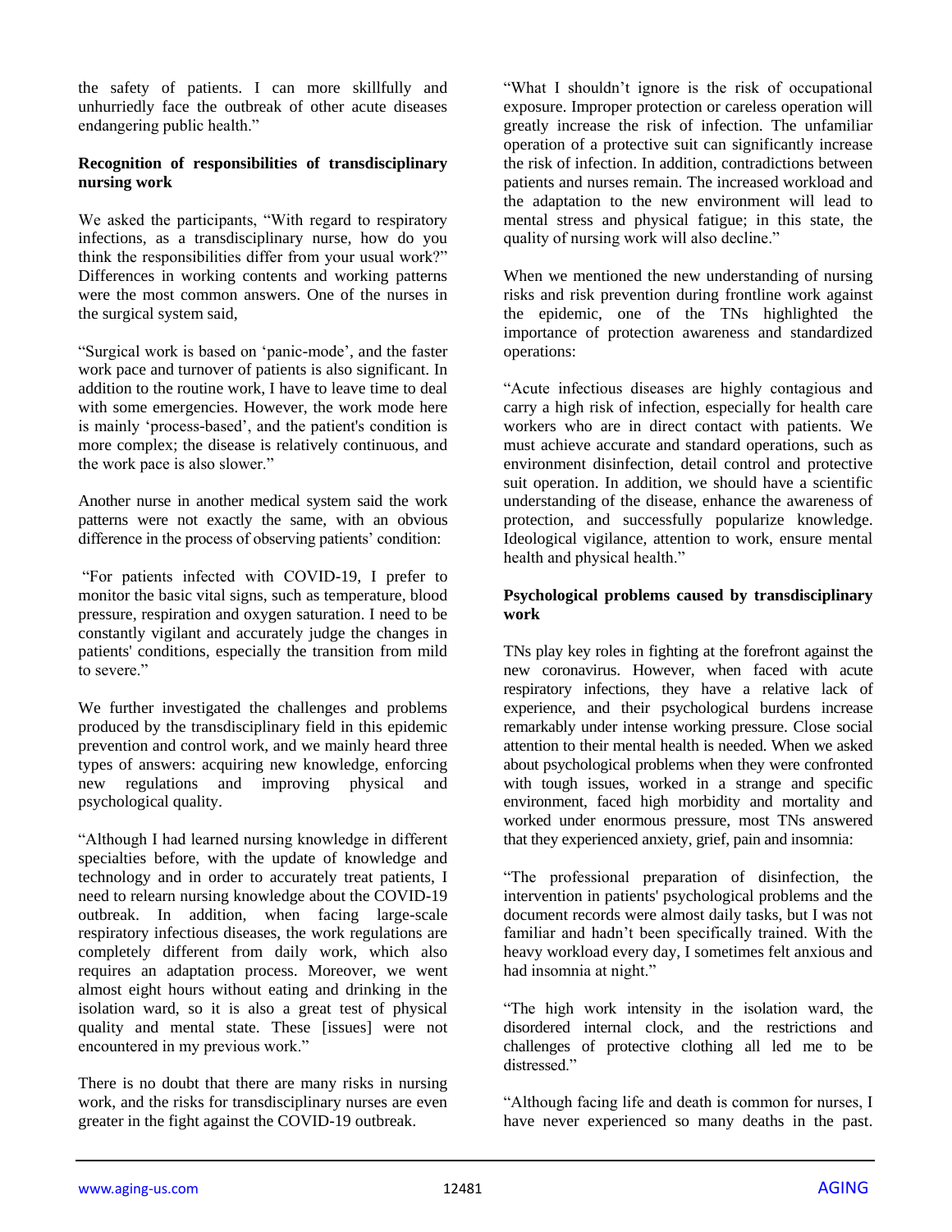the safety of patients. I can more skillfully and unhurriedly face the outbreak of other acute diseases endangering public health."

**Recognition of responsibilities of transdisciplinary nursing work**

We asked the participants, "With regard to respiratory infections, as a transdisciplinary nurse, how do you think the responsibilities differ from your usual work?" Differences in working contents and working patterns were the most common answers. One of the nurses in the surgical system said,

"Surgical work is based on 'panic-mode', and the faster work pace and turnover of patients is also significant. In addition to the routine work, I have to leave time to deal with some emergencies. However, the work mode here is mainly 'process-based', and the patient's condition is more complex; the disease is relatively continuous, and the work pace is also slower."

Another nurse in another medical system said the work patterns were not exactly the same, with an obvious difference in the process of observing patients' condition:

"For patients infected with COVID-19, I prefer to monitor the basic vital signs, such as temperature, blood pressure, respiration and oxygen saturation. I need to be constantly vigilant and accurately judge the changes in patients' conditions, especially the transition from mild to severe."

We further investigated the challenges and problems produced by the transdisciplinary field in this epidemic prevention and control work, and we mainly heard three types of answers: acquiring new knowledge, enforcing new regulations and improving physical and psychological quality.

"Although I had learned nursing knowledge in different specialties before, with the update of knowledge and technology and in order to accurately treat patients, I need to relearn nursing knowledge about the COVID-19 outbreak. In addition, when facing large-scale respiratory infectious diseases, the work regulations are completely different from daily work, which also requires an adaptation process. Moreover, we went almost eight hours without eating and drinking in the isolation ward, so it is also a great test of physical quality and mental state. These [issues] were not encountered in my previous work."

There is no doubt that there are many risks in nursing work, and the risks for transdisciplinary nurses are even greater in the fight against the COVID-19 outbreak.

"What I shouldn't ignore is the risk of occupational exposure. Improper protection or careless operation will greatly increase the risk of infection. The unfamiliar operation of a protective suit can significantly increase the risk of infection. In addition, contradictions between patients and nurses remain. The increased workload and the adaptation to the new environment will lead to mental stress and physical fatigue; in this state, the quality of nursing work will also decline."

When we mentioned the new understanding of nursing risks and risk prevention during frontline work against the epidemic, one of the TNs highlighted the importance of protection awareness and standardized operations:

"Acute infectious diseases are highly contagious and carry a high risk of infection, especially for health care workers who are in direct contact with patients. We must achieve accurate and standard operations, such as environment disinfection, detail control and protective suit operation. In addition, we should have a scientific understanding of the disease, enhance the awareness of protection, and successfully popularize knowledge. Ideological vigilance, attention to work, ensure mental health and physical health."

**Psychological problems caused by transdisciplinary work**

TNs play key roles in fighting at the forefront against the new coronavirus. However, when faced with acute respiratory infections, they have a relative lack of experience, and their psychological burdens increase remarkably under intense working pressure. Close social attention to their mental health is needed. When we asked about psychological problems when they were confronted with tough issues, worked in a strange and specific environment, faced high morbidity and mortality and worked under enormous pressure, most TNs answered that they experienced anxiety, grief, pain and insomnia:

"The professional preparation of disinfection, the intervention in patients' psychological problems and the document records were almost daily tasks, but I was not familiar and hadn't been specifically trained. With the heavy workload every day, I sometimes felt anxious and had insomnia at night."

"The high work intensity in the isolation ward, the disordered internal clock, and the restrictions and challenges of protective clothing all led me to be distressed."

"Although facing life and death is common for nurses, I have never experienced so many deaths in the past.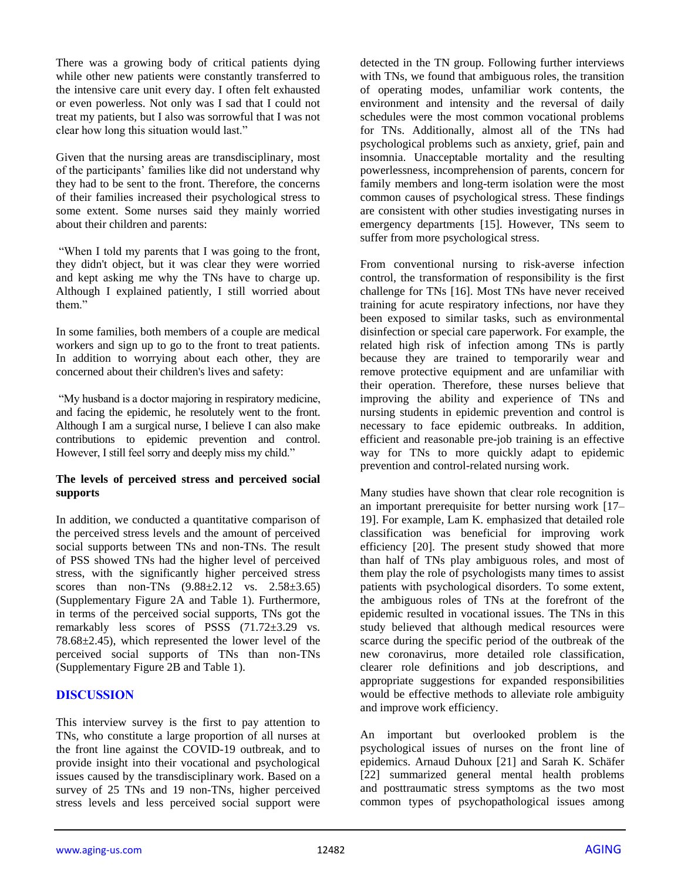There was a growing body of critical patients dying while other new patients were constantly transferred to the intensive care unit every day. I often felt exhausted or even powerless. Not only was I sad that I could not treat my patients, but I also was sorrowful that I was not clear how long this situation would last."

Given that the nursing areas are transdisciplinary, most of the participants' families like did not understand why they had to be sent to the front. Therefore, the concerns of their families increased their psychological stress to some extent. Some nurses said they mainly worried about their children and parents:

"When I told my parents that I was going to the front, they didn't object, but it was clear they were worried and kept asking me why the TNs have to charge up. Although I explained patiently, I still worried about them."

In some families, both members of a couple are medical workers and sign up to go to the front to treat patients. In addition to worrying about each other, they are concerned about their children's lives and safety:

"My husband is a doctor majoring in respiratory medicine, and facing the epidemic, he resolutely went to the front. Although I am a surgical nurse, I believe I can also make contributions to epidemic prevention and control. However, I still feel sorry and deeply miss my child."

**The levels of perceived stress and perceived social supports**

In addition, we conducted a quantitative comparison of the perceived stress levels and the amount of perceived social supports between TNs and non-TNs. The result of PSS showed TNs had the higher level of perceived stress, with the significantly higher perceived stress scores than non-TNs (9.88±2.12 vs. 2.58±3.65) (Supplementary Figure 2A and Table 1). Furthermore, in terms of the perceived social supports, TNs got the remarkably less scores of PSSS (71.72±3.29 vs. 78.68±2.45), which represented the lower level of the perceived social supports of TNs than non-TNs (Supplementary Figure 2B and Table 1).

## DISCUSSION

This interview survey is the first to pay attention to TNs, who constitute a large proportion of all nurses at the front line against the COVID-19 outbreak, and to provide insight into their vocational and psychological issues caused by the transdisciplinary work. Based on a survey of 25 TNs and 19 non-TNs, higher perceived stress levels and less perceived social support were detected in the TN group. Following further interviews with TNs, we found that ambiguous roles, the transition of operating modes, unfamiliar work contents, the environment and intensity and the reversal of daily schedules were the most common vocational problems for TNs. Additionally, almost all of the TNs had psychological problems such as anxiety, grief, pain and insomnia. Unacceptable mortality and the resulting powerlessness, incomprehension of parents, concern for family members and long-term isolation were the most common causes of psychological stress. These findings are consistent with other studies investigating nurses in emergency departments [15]. However, TNs seem to suffer from more psychological stress.

From conventional nursing to risk-averse infection control, the transformation of responsibility is the first challenge for TNs [16]. Most TNs have never received training for acute respiratory infections, nor have they been exposed to similar tasks, such as environmental disinfection or special care paperwork. For example, the related high risk of infection among TNs is partly because they are trained to temporarily wear and remove protective equipment and are unfamiliar with their operation. Therefore, these nurses believe that improving the ability and experience of TNs and nursing students in epidemic prevention and control is necessary to face epidemic outbreaks. In addition, efficient and reasonable pre-job training is an effective way for TNs to more quickly adapt to epidemic prevention and control-related nursing work.

Many studies have shown that clear role recognition is an important prerequisite for better nursing work [17–19]. For example, Lam K. emphasized that detailed role classification was beneficial for improving work efficiency [20]. The present study showed that more than half of TNs play ambiguous roles, and most of them play the role of psychologists many times to assist patients with psychological disorders. To some extent, the ambiguous roles of TNs at the forefront of the epidemic resulted in vocational issues. The TNs in this study believed that although medical resources were scarce during the specific period of the outbreak of the new coronavirus, more detailed role classification, clearer role definitions and job descriptions, and appropriate suggestions for expanded responsibilities would be effective methods to alleviate role ambiguity and improve work efficiency.

An important but overlooked problem is the psychological issues of nurses on the front line of epidemics. Arnaud Duhoux [21] and Sarah K. Schäfer [22] summarized general mental health problems and posttraumatic stress symptoms as the two most common types of psychopathological issues among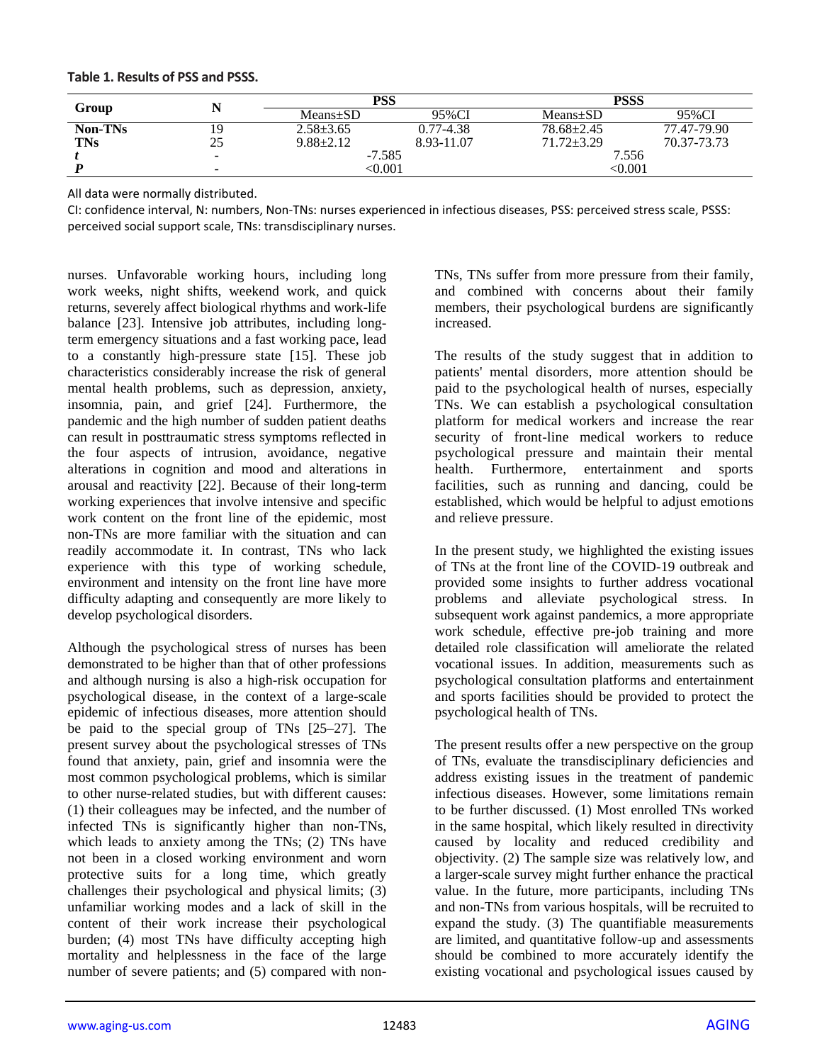**Table 1. Results of PSS and PSSS.**

| Group | N | PSS | | PSSS | |
|---|---|---|---|---|---|
| | | Means±SD | 95%CI | Means±SD | 95%CI |
| **Non-TNs** | 19 | 2.58±3.65 | 0.77-4.38 | 78.68±2.45 | 77.47-79.90 |
| **TNs** | 25 | 9.88±2.12 | 8.93-11.07 | 71.72±3.29 | 70.37-73.73 |
| ***t*** | - | -7.585 | | 7.556 | |
| ***P*** | - | <0.001 | | <0.001 | |

All data were normally distributed.

CI: confidence interval, N: numbers, Non-TNs: nurses experienced in infectious diseases, PSS: perceived stress scale, PSSS: perceived social support scale, TNs: transdisciplinary nurses.

nurses. Unfavorable working hours, including long work weeks, night shifts, weekend work, and quick returns, severely affect biological rhythms and work-life balance [23]. Intensive job attributes, including long-term emergency situations and a fast working pace, lead to a constantly high-pressure state [15]. These job characteristics considerably increase the risk of general mental health problems, such as depression, anxiety, insomnia, pain, and grief [24]. Furthermore, the pandemic and the high number of sudden patient deaths can result in posttraumatic stress symptoms reflected in the four aspects of intrusion, avoidance, negative alterations in cognition and mood and alterations in arousal and reactivity [22]. Because of their long-term working experiences that involve intensive and specific work content on the front line of the epidemic, most non-TNs are more familiar with the situation and can readily accommodate it. In contrast, TNs who lack experience with this type of working schedule, environment and intensity on the front line have more difficulty adapting and consequently are more likely to develop psychological disorders.

Although the psychological stress of nurses has been demonstrated to be higher than that of other professions and although nursing is also a high-risk occupation for psychological disease, in the context of a large-scale epidemic of infectious diseases, more attention should be paid to the special group of TNs [25–27]. The present survey about the psychological stresses of TNs found that anxiety, pain, grief and insomnia were the most common psychological problems, which is similar to other nurse-related studies, but with different causes: (1) their colleagues may be infected, and the number of infected TNs is significantly higher than non-TNs, which leads to anxiety among the TNs; (2) TNs have not been in a closed working environment and worn protective suits for a long time, which greatly challenges their psychological and physical limits; (3) unfamiliar working modes and a lack of skill in the content of their work increase their psychological burden; (4) most TNs have difficulty accepting high mortality and helplessness in the face of the large number of severe patients; and (5) compared with non-TNs, TNs suffer from more pressure from their family, and combined with concerns about their family members, their psychological burdens are significantly increased.

The results of the study suggest that in addition to patients' mental disorders, more attention should be paid to the psychological health of nurses, especially TNs. We can establish a psychological consultation platform for medical workers and increase the rear security of front-line medical workers to reduce psychological pressure and maintain their mental health. Furthermore, entertainment and sports facilities, such as running and dancing, could be established, which would be helpful to adjust emotions and relieve pressure.

In the present study, we highlighted the existing issues of TNs at the front line of the COVID-19 outbreak and provided some insights to further address vocational problems and alleviate psychological stress. In subsequent work against pandemics, a more appropriate work schedule, effective pre-job training and more detailed role classification will ameliorate the related vocational issues. In addition, measurements such as psychological consultation platforms and entertainment and sports facilities should be provided to protect the psychological health of TNs.

The present results offer a new perspective on the group of TNs, evaluate the transdisciplinary deficiencies and address existing issues in the treatment of pandemic infectious diseases. However, some limitations remain to be further discussed. (1) Most enrolled TNs worked in the same hospital, which likely resulted in directivity caused by locality and reduced credibility and objectivity. (2) The sample size was relatively low, and a larger-scale survey might further enhance the practical value. In the future, more participants, including TNs and non-TNs from various hospitals, will be recruited to expand the study. (3) The quantifiable measurements are limited, and quantitative follow-up and assessments should be combined to more accurately identify the existing vocational and psychological issues caused by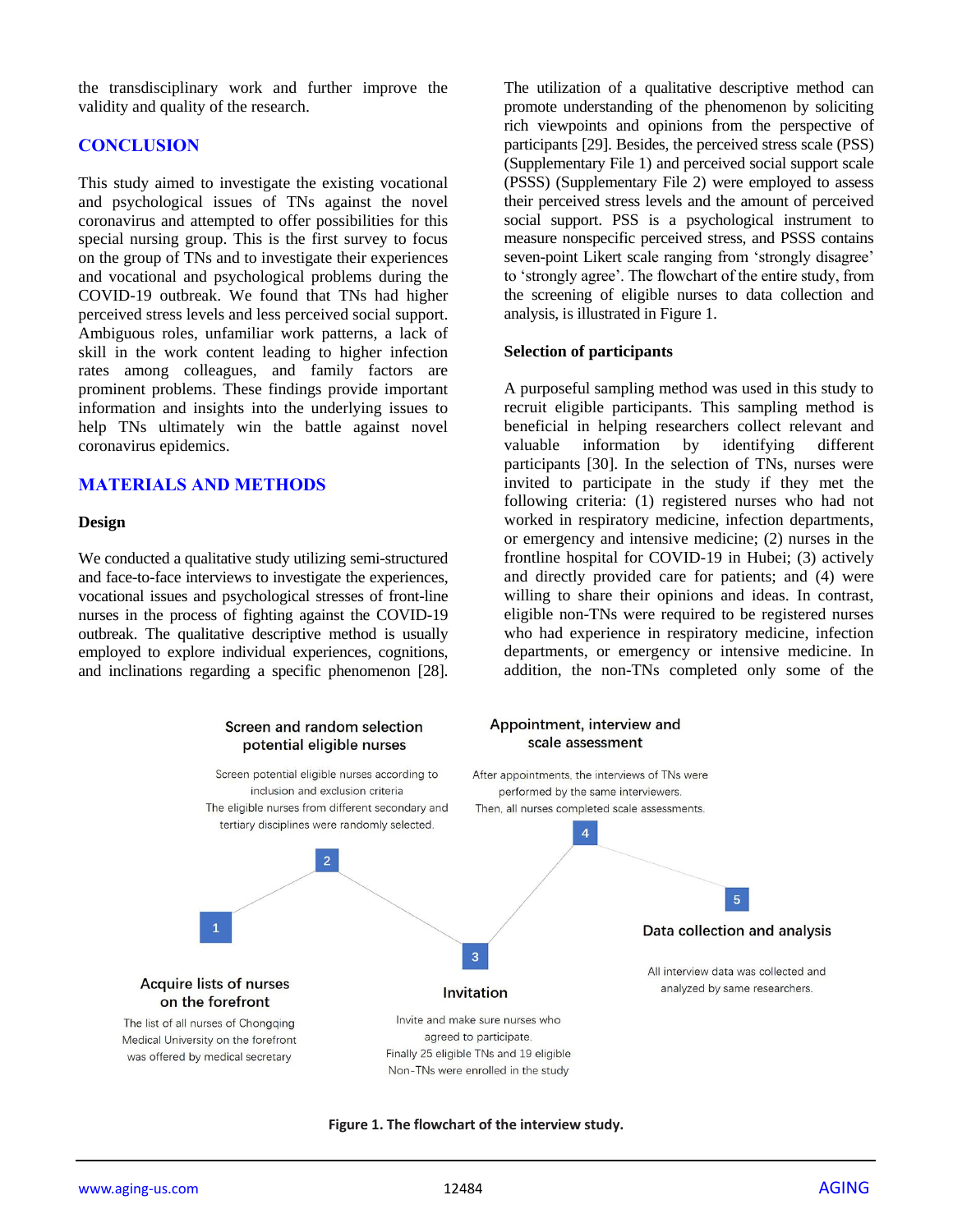the transdisciplinary work and further improve the validity and quality of the research.

## CONCLUSION

This study aimed to investigate the existing vocational and psychological issues of TNs against the novel coronavirus and attempted to offer possibilities for this special nursing group. This is the first survey to focus on the group of TNs and to investigate their experiences and vocational and psychological problems during the COVID-19 outbreak. We found that TNs had higher perceived stress levels and less perceived social support. Ambiguous roles, unfamiliar work patterns, a lack of skill in the work content leading to higher infection rates among colleagues, and family factors are prominent problems. These findings provide important information and insights into the underlying issues to help TNs ultimately win the battle against novel coronavirus epidemics.

## MATERIALS AND METHODS

### Design

We conducted a qualitative study utilizing semi-structured and face-to-face interviews to investigate the experiences, vocational issues and psychological stresses of front-line nurses in the process of fighting against the COVID-19 outbreak. The qualitative descriptive method is usually employed to explore individual experiences, cognitions, and inclinations regarding a specific phenomenon [28]. The utilization of a qualitative descriptive method can promote understanding of the phenomenon by soliciting rich viewpoints and opinions from the perspective of participants [29]. Besides, the perceived stress scale (PSS) (Supplementary File 1) and perceived social support scale (PSSS) (Supplementary File 2) were employed to assess their perceived stress levels and the amount of perceived social support. PSS is a psychological instrument to measure nonspecific perceived stress, and PSSS contains seven-point Likert scale ranging from 'strongly disagree' to 'strongly agree'. The flowchart of the entire study, from the screening of eligible nurses to data collection and analysis, is illustrated in Figure 1.

### Selection of participants

A purposeful sampling method was used in this study to recruit eligible participants. This sampling method is beneficial in helping researchers collect relevant and valuable information by identifying different participants [30]. In the selection of TNs, nurses were invited to participate in the study if they met the following criteria: (1) registered nurses who had not worked in respiratory medicine, infection departments, or emergency and intensive medicine; (2) nurses in the frontline hospital for COVID-19 in Hubei; (3) actively and directly provided care for patients; and (4) were willing to share their opinions and ideas. In contrast, eligible non-TNs were required to be registered nurses who had experience in respiratory medicine, infection departments, or emergency or intensive medicine. In addition, the non-TNs completed only some of the

1. **Acquire lists of nurses on the forefront** — The list of all nurses of Chongqing Medical University on the forefront was offered by medical secretary
2. **Screen and random selection potential eligible nurses** — Screen potential eligible nurses according to inclusion and exclusion criteria. The eligible nurses from different secondary and tertiary disciplines were randomly selected.
3. **Invitation** — Invite and make sure nurses who agreed to participate. Finally 25 eligible TNs and 19 eligible Non-TNs were enrolled in the study
4. **Appointment, interview and scale assessment** — After appointments, the interviews of TNs were performed by the same interviewers. Then, all nurses completed scale assessments.
5. **Data collection and analysis** — All interview data was collected and analyzed by same researchers.

**Figure 1. The flowchart of the interview study.**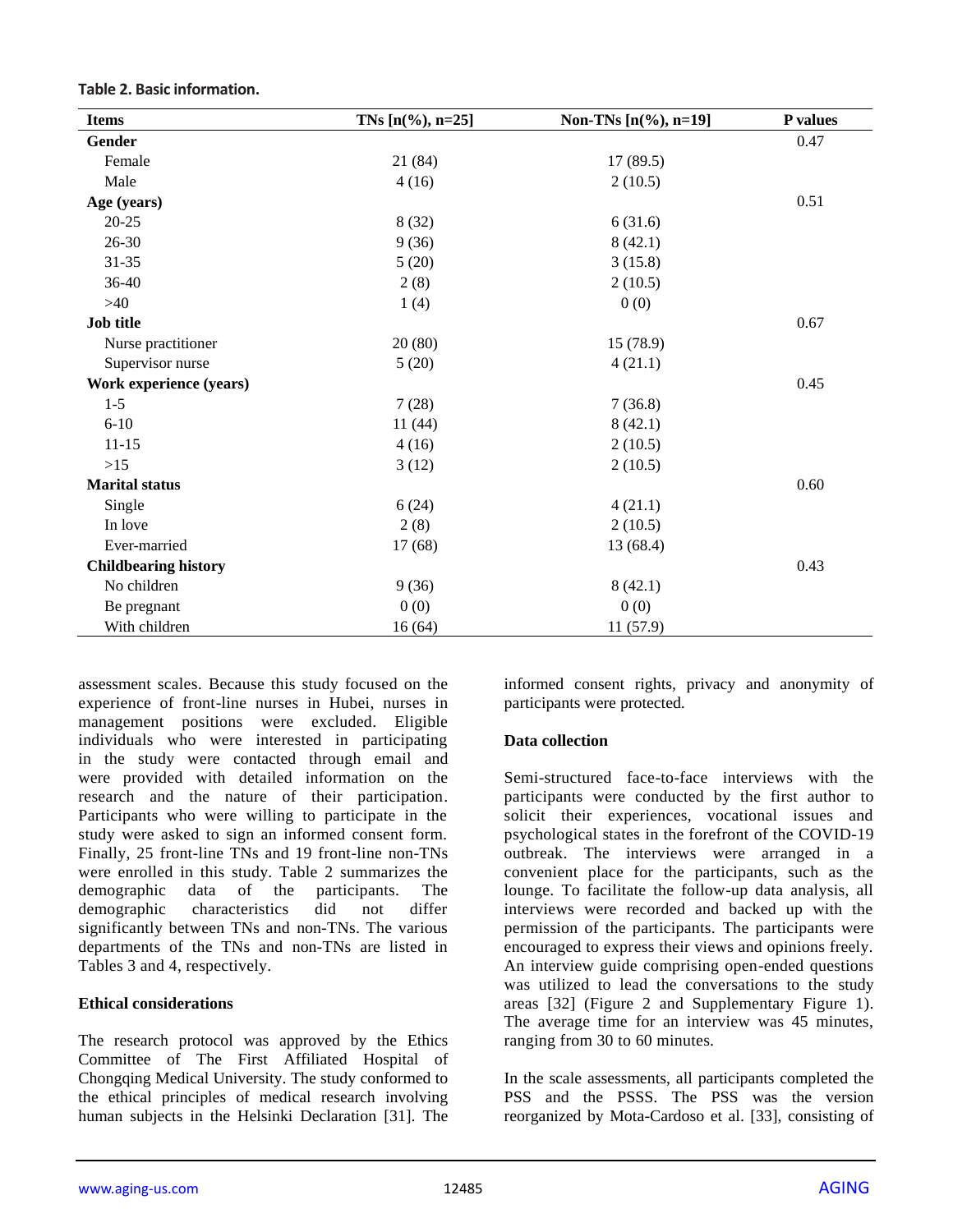**Table 2. Basic information.**

| Items | TNs [n(%), n=25] | Non-TNs [n(%), n=19] | P values |
|---|---|---|---|
| **Gender** | | | 0.47 |
| Female | 21 (84) | 17 (89.5) | |
| Male | 4 (16) | 2 (10.5) | |
| **Age (years)** | | | 0.51 |
| 20-25 | 8 (32) | 6 (31.6) | |
| 26-30 | 9 (36) | 8 (42.1) | |
| 31-35 | 5 (20) | 3 (15.8) | |
| 36-40 | 2 (8) | 2 (10.5) | |
| >40 | 1 (4) | 0 (0) | |
| **Job title** | | | 0.67 |
| Nurse practitioner | 20 (80) | 15 (78.9) | |
| Supervisor nurse | 5 (20) | 4 (21.1) | |
| **Work experience (years)** | | | 0.45 |
| 1-5 | 7 (28) | 7 (36.8) | |
| 6-10 | 11 (44) | 8 (42.1) | |
| 11-15 | 4 (16) | 2 (10.5) | |
| >15 | 3 (12) | 2 (10.5) | |
| **Marital status** | | | 0.60 |
| Single | 6 (24) | 4 (21.1) | |
| In love | 2 (8) | 2 (10.5) | |
| Ever-married | 17 (68) | 13 (68.4) | |
| **Childbearing history** | | | 0.43 |
| No children | 9 (36) | 8 (42.1) | |
| Be pregnant | 0 (0) | 0 (0) | |
| With children | 16 (64) | 11 (57.9) | |

assessment scales. Because this study focused on the experience of front-line nurses in Hubei, nurses in management positions were excluded. Eligible individuals who were interested in participating in the study were contacted through email and were provided with detailed information on the research and the nature of their participation. Participants who were willing to participate in the study were asked to sign an informed consent form. Finally, 25 front-line TNs and 19 front-line non-TNs were enrolled in this study. Table 2 summarizes the demographic data of the participants. The demographic characteristics did not differ significantly between TNs and non-TNs. The various departments of the TNs and non-TNs are listed in Tables 3 and 4, respectively.

**Ethical considerations**

The research protocol was approved by the Ethics Committee of The First Affiliated Hospital of Chongqing Medical University. The study conformed to the ethical principles of medical research involving human subjects in the Helsinki Declaration [31]. The informed consent rights, privacy and anonymity of participants were protected.

**Data collection**

Semi-structured face-to-face interviews with the participants were conducted by the first author to solicit their experiences, vocational issues and psychological states in the forefront of the COVID-19 outbreak. The interviews were arranged in a convenient place for the participants, such as the lounge. To facilitate the follow-up data analysis, all interviews were recorded and backed up with the permission of the participants. The participants were encouraged to express their views and opinions freely. An interview guide comprising open-ended questions was utilized to lead the conversations to the study areas [32] (Figure 2 and Supplementary Figure 1). The average time for an interview was 45 minutes, ranging from 30 to 60 minutes.

In the scale assessments, all participants completed the PSS and the PSSS. The PSS was the version reorganized by Mota-Cardoso et al. [33], consisting of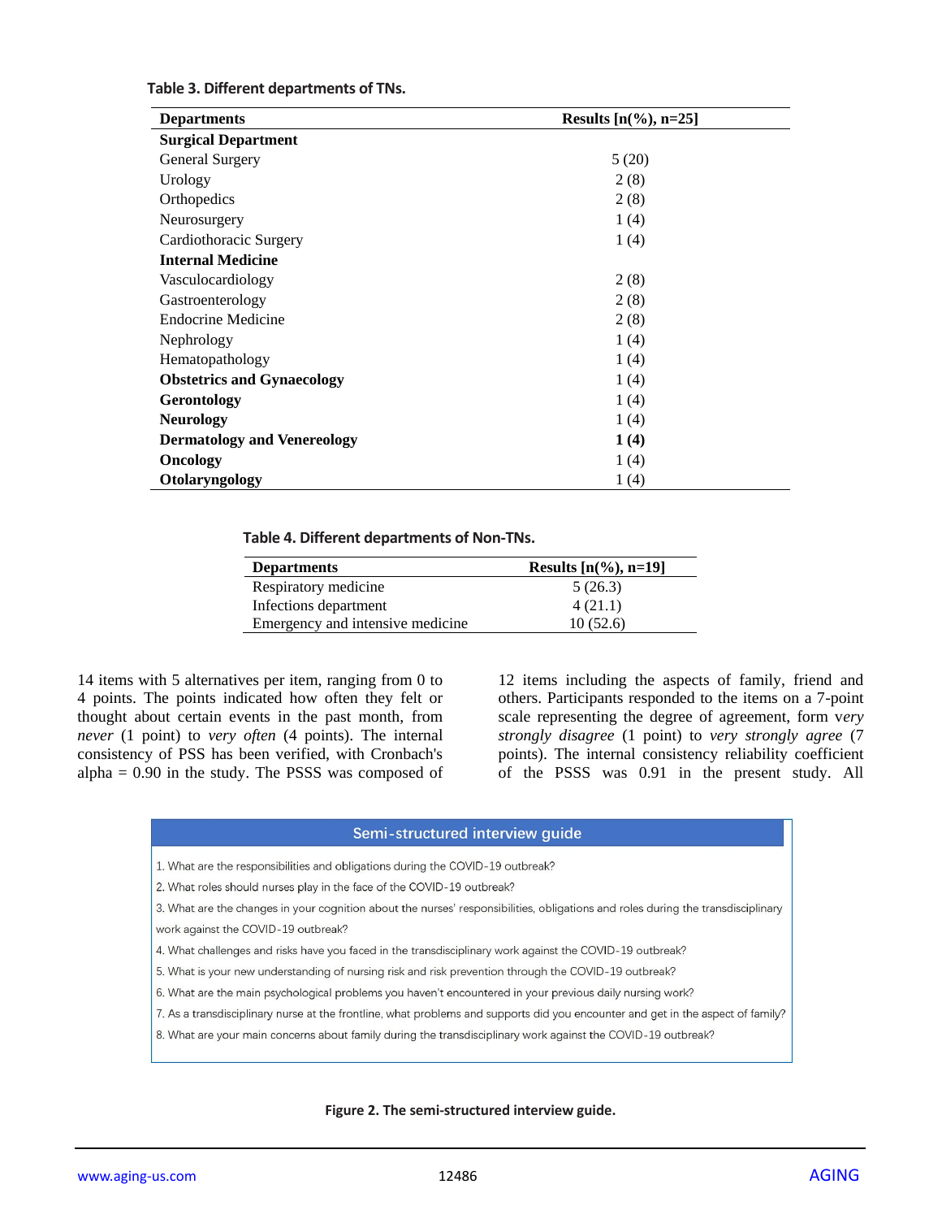**Table 3. Different departments of TNs.**

| Departments | Results [n(%), n=25] |
|---|---|
| **Surgical Department** | |
| General Surgery | 5 (20) |
| Urology | 2 (8) |
| Orthopedics | 2 (8) |
| Neurosurgery | 1 (4) |
| Cardiothoracic Surgery | 1 (4) |
| **Internal Medicine** | |
| Vasculocardiology | 2 (8) |
| Gastroenterology | 2 (8) |
| Endocrine Medicine | 2 (8) |
| Nephrology | 1 (4) |
| Hematopathology | 1 (4) |
| **Obstetrics and Gynaecology** | 1 (4) |
| **Gerontology** | 1 (4) |
| **Neurology** | 1 (4) |
| **Dermatology and Venereology** | **1 (4)** |
| **Oncology** | 1 (4) |
| **Otolaryngology** | 1 (4) |

**Table 4. Different departments of Non-TNs.**

| Departments | Results [n(%), n=19] |
|---|---|
| Respiratory medicine | 5 (26.3) |
| Infections department | 4 (21.1) |
| Emergency and intensive medicine | 10 (52.6) |

14 items with 5 alternatives per item, ranging from 0 to 4 points. The points indicated how often they felt or thought about certain events in the past month, from *never* (1 point) to *very often* (4 points). The internal consistency of PSS has been verified, with Cronbach's alpha = 0.90 in the study. The PSSS was composed of 12 items including the aspects of family, friend and others. Participants responded to the items on a 7-point scale representing the degree of agreement, form *very strongly disagree* (1 point) to *very strongly agree* (7 points). The internal consistency reliability coefficient of the PSSS was 0.91 in the present study. All

**Semi-structured interview guide**

1. What are the responsibilities and obligations during the COVID-19 outbreak?
2. What roles should nurses play in the face of the COVID-19 outbreak?
3. What are the changes in your cognition about the nurses' responsibilities, obligations and roles during the transdisciplinary work against the COVID-19 outbreak?
4. What challenges and risks have you faced in the transdisciplinary work against the COVID-19 outbreak?
5. What is your new understanding of nursing risk and risk prevention through the COVID-19 outbreak?
6. What are the main psychological problems you haven't encountered in your previous daily nursing work?
7. As a transdisciplinary nurse at the frontline, what problems and supports did you encounter and get in the aspect of family?
8. What are your main concerns about family during the transdisciplinary work against the COVID-19 outbreak?

**Figure 2. The semi-structured interview guide.**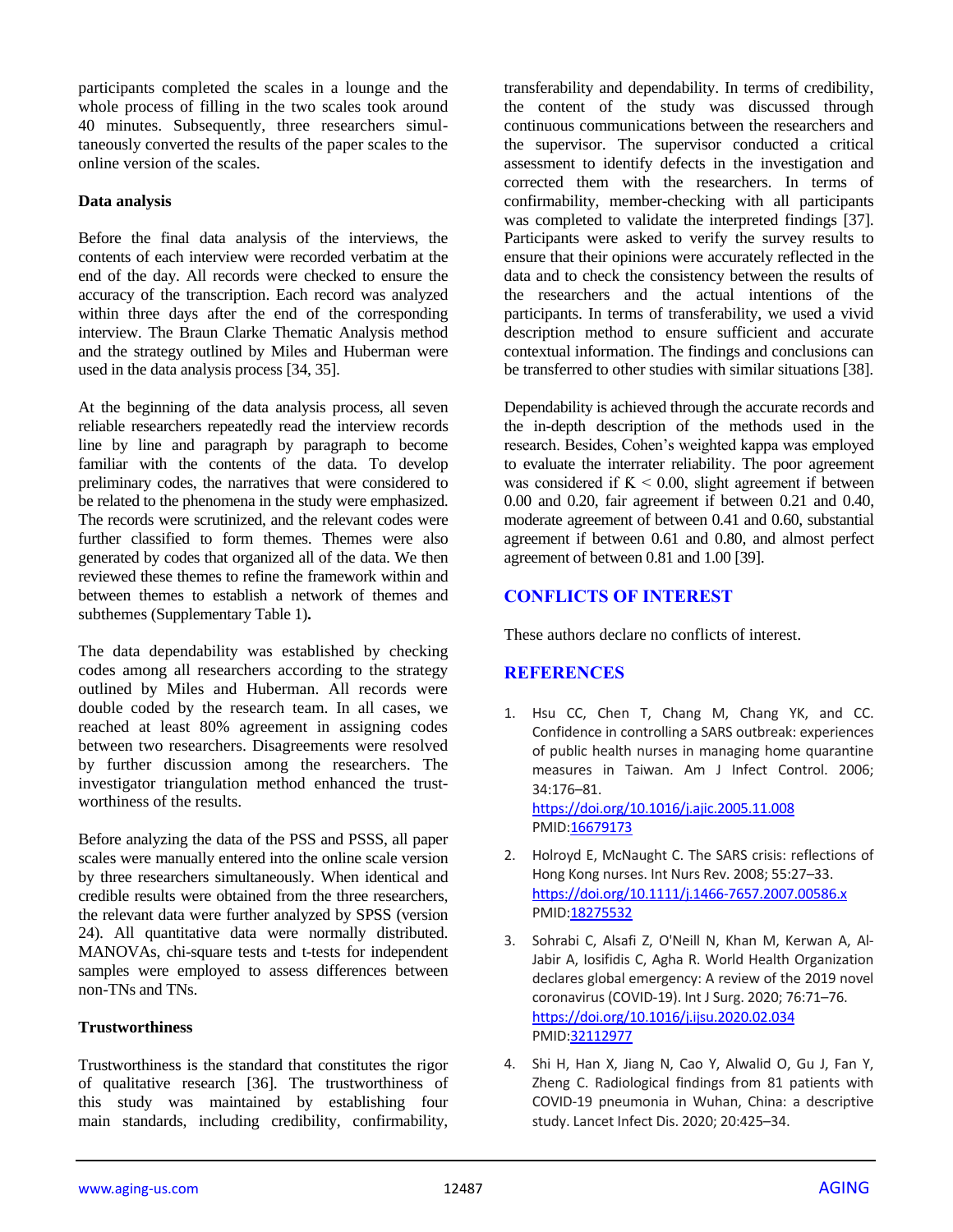participants completed the scales in a lounge and the whole process of filling in the two scales took around 40 minutes. Subsequently, three researchers simultaneously converted the results of the paper scales to the online version of the scales.

### Data analysis

Before the final data analysis of the interviews, the contents of each interview were recorded verbatim at the end of the day. All records were checked to ensure the accuracy of the transcription. Each record was analyzed within three days after the end of the corresponding interview. The Braun Clarke Thematic Analysis method and the strategy outlined by Miles and Huberman were used in the data analysis process [34, 35].

At the beginning of the data analysis process, all seven reliable researchers repeatedly read the interview records line by line and paragraph by paragraph to become familiar with the contents of the data. To develop preliminary codes, the narratives that were considered to be related to the phenomena in the study were emphasized. The records were scrutinized, and the relevant codes were further classified to form themes. Themes were also generated by codes that organized all of the data. We then reviewed these themes to refine the framework within and between themes to establish a network of themes and subthemes (Supplementary Table 1)**.**

The data dependability was established by checking codes among all researchers according to the strategy outlined by Miles and Huberman. All records were double coded by the research team. In all cases, we reached at least 80% agreement in assigning codes between two researchers. Disagreements were resolved by further discussion among the researchers. The investigator triangulation method enhanced the trustworthiness of the results.

Before analyzing the data of the PSS and PSSS, all paper scales were manually entered into the online scale version by three researchers simultaneously. When identical and credible results were obtained from the three researchers, the relevant data were further analyzed by SPSS (version 24). All quantitative data were normally distributed. MANOVAs, chi-square tests and t-tests for independent samples were employed to assess differences between non-TNs and TNs.

### Trustworthiness

Trustworthiness is the standard that constitutes the rigor of qualitative research [36]. The trustworthiness of this study was maintained by establishing four main standards, including credibility, confirmability, transferability and dependability. In terms of credibility, the content of the study was discussed through continuous communications between the researchers and the supervisor. The supervisor conducted a critical assessment to identify defects in the investigation and corrected them with the researchers. In terms of confirmability, member-checking with all participants was completed to validate the interpreted findings [37]. Participants were asked to verify the survey results to ensure that their opinions were accurately reflected in the data and to check the consistency between the results of the researchers and the actual intentions of the participants. In terms of transferability, we used a vivid description method to ensure sufficient and accurate contextual information. The findings and conclusions can be transferred to other studies with similar situations [38].

Dependability is achieved through the accurate records and the in-depth description of the methods used in the research. Besides, Cohen's weighted kappa was employed to evaluate the interrater reliability. The poor agreement was considered if $K < 0.00$, slight agreement if between 0.00 and 0.20, fair agreement if between 0.21 and 0.40, moderate agreement of between 0.41 and 0.60, substantial agreement if between 0.61 and 0.80, and almost perfect agreement of between 0.81 and 1.00 [39].

## CONFLICTS OF INTEREST

These authors declare no conflicts of interest.

## REFERENCES

1. Hsu CC, Chen T, Chang M, Chang YK, and CC. Confidence in controlling a SARS outbreak: experiences of public health nurses in managing home quarantine measures in Taiwan. Am J Infect Control. 2006; 34:176–81. https://doi.org/10.1016/j.ajic.2005.11.008 PMID:16679173
2. Holroyd E, McNaught C. The SARS crisis: reflections of Hong Kong nurses. Int Nurs Rev. 2008; 55:27–33. https://doi.org/10.1111/j.1466-7657.2007.00586.x PMID:18275532
3. Sohrabi C, Alsafi Z, O'Neill N, Khan M, Kerwan A, Al-Jabir A, Iosifidis C, Agha R. World Health Organization declares global emergency: A review of the 2019 novel coronavirus (COVID-19). Int J Surg. 2020; 76:71–76. https://doi.org/10.1016/j.ijsu.2020.02.034 PMID:32112977
4. Shi H, Han X, Jiang N, Cao Y, Alwalid O, Gu J, Fan Y, Zheng C. Radiological findings from 81 patients with COVID-19 pneumonia in Wuhan, China: a descriptive study. Lancet Infect Dis. 2020; 20:425–34.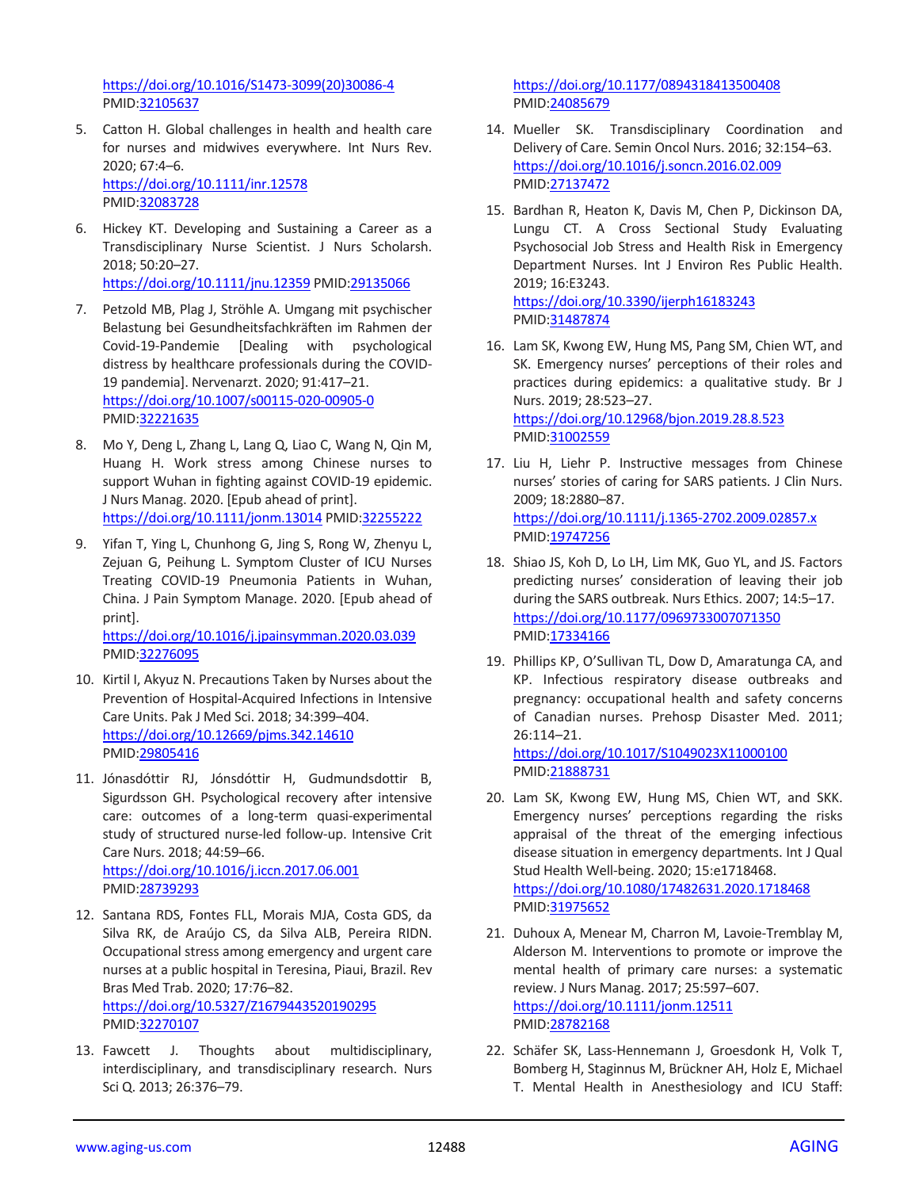https://doi.org/10.1016/S1473-3099(20)30086-4 PMID:32105637

5. Catton H. Global challenges in health and health care for nurses and midwives everywhere. Int Nurs Rev. 2020; 67:4–6. https://doi.org/10.1111/inr.12578 PMID:32083728

6. Hickey KT. Developing and Sustaining a Career as a Transdisciplinary Nurse Scientist. J Nurs Scholarsh. 2018; 50:20–27. https://doi.org/10.1111/jnu.12359 PMID:29135066

7. Petzold MB, Plag J, Ströhle A. Umgang mit psychischer Belastung bei Gesundheitsfachkräften im Rahmen der Covid-19-Pandemie [Dealing with psychological distress by healthcare professionals during the COVID-19 pandemia]. Nervenarzt. 2020; 91:417–21. https://doi.org/10.1007/s00115-020-00905-0 PMID:32221635

8. Mo Y, Deng L, Zhang L, Lang Q, Liao C, Wang N, Qin M, Huang H. Work stress among Chinese nurses to support Wuhan in fighting against COVID-19 epidemic. J Nurs Manag. 2020. [Epub ahead of print]. https://doi.org/10.1111/jonm.13014 PMID:32255222

9. Yifan T, Ying L, Chunhong G, Jing S, Rong W, Zhenyu L, Zejuan G, Peihung L. Symptom Cluster of ICU Nurses Treating COVID-19 Pneumonia Patients in Wuhan, China. J Pain Symptom Manage. 2020. [Epub ahead of print]. https://doi.org/10.1016/j.jpainsymman.2020.03.039 PMID:32276095

10. Kirtil I, Akyuz N. Precautions Taken by Nurses about the Prevention of Hospital-Acquired Infections in Intensive Care Units. Pak J Med Sci. 2018; 34:399–404. https://doi.org/10.12669/pjms.342.14610 PMID:29805416

11. Jónasdóttir RJ, Jónsdóttir H, Gudmundsdottir B, Sigurdsson GH. Psychological recovery after intensive care: outcomes of a long-term quasi-experimental study of structured nurse-led follow-up. Intensive Crit Care Nurs. 2018; 44:59–66. https://doi.org/10.1016/j.iccn.2017.06.001 PMID:28739293

12. Santana RDS, Fontes FLL, Morais MJA, Costa GDS, da Silva RK, de Araújo CS, da Silva ALB, Pereira RIDN. Occupational stress among emergency and urgent care nurses at a public hospital in Teresina, Piaui, Brazil. Rev Bras Med Trab. 2020; 17:76–82. https://doi.org/10.5327/Z1679443520190295 PMID:32270107

13. Fawcett J. Thoughts about multidisciplinary, interdisciplinary, and transdisciplinary research. Nurs Sci Q. 2013; 26:376–79. https://doi.org/10.1177/0894318413500408 PMID:24085679

14. Mueller SK. Transdisciplinary Coordination and Delivery of Care. Semin Oncol Nurs. 2016; 32:154–63. https://doi.org/10.1016/j.soncn.2016.02.009 PMID:27137472

15. Bardhan R, Heaton K, Davis M, Chen P, Dickinson DA, Lungu CT. A Cross Sectional Study Evaluating Psychosocial Job Stress and Health Risk in Emergency Department Nurses. Int J Environ Res Public Health. 2019; 16:E3243. https://doi.org/10.3390/ijerph16183243 PMID:31487874

16. Lam SK, Kwong EW, Hung MS, Pang SM, Chien WT, and SK. Emergency nurses' perceptions of their roles and practices during epidemics: a qualitative study. Br J Nurs. 2019; 28:523–27. https://doi.org/10.12968/bjon.2019.28.8.523 PMID:31002559

17. Liu H, Liehr P. Instructive messages from Chinese nurses' stories of caring for SARS patients. J Clin Nurs. 2009; 18:2880–87. https://doi.org/10.1111/j.1365-2702.2009.02857.x PMID:19747256

18. Shiao JS, Koh D, Lo LH, Lim MK, Guo YL, and JS. Factors predicting nurses' consideration of leaving their job during the SARS outbreak. Nurs Ethics. 2007; 14:5–17. https://doi.org/10.1177/0969733007071350 PMID:17334166

19. Phillips KP, O'Sullivan TL, Dow D, Amaratunga CA, and KP. Infectious respiratory disease outbreaks and pregnancy: occupational health and safety concerns of Canadian nurses. Prehosp Disaster Med. 2011; 26:114–21. https://doi.org/10.1017/S1049023X11000100 PMID:21888731

20. Lam SK, Kwong EW, Hung MS, Chien WT, and SKK. Emergency nurses' perceptions regarding the risks appraisal of the threat of the emerging infectious disease situation in emergency departments. Int J Qual Stud Health Well-being. 2020; 15:e1718468. https://doi.org/10.1080/17482631.2020.1718468 PMID:31975652

21. Duhoux A, Menear M, Charron M, Lavoie-Tremblay M, Alderson M. Interventions to promote or improve the mental health of primary care nurses: a systematic review. J Nurs Manag. 2017; 25:597–607. https://doi.org/10.1111/jonm.12511 PMID:28782168

22. Schäfer SK, Lass-Hennemann J, Groesdonk H, Volk T, Bomberg H, Staginnus M, Brückner AH, Holz E, Michael T. Mental Health in Anesthesiology and ICU Staff: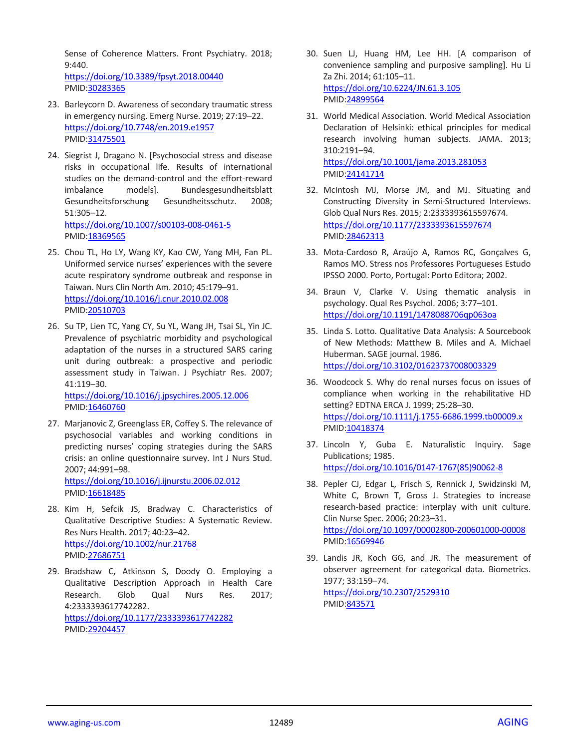Sense of Coherence Matters. Front Psychiatry. 2018; 9:440.
https://doi.org/10.3389/fpsyt.2018.00440
PMID:30283365

23. Barleycorn D. Awareness of secondary traumatic stress in emergency nursing. Emerg Nurse. 2019; 27:19–22.
https://doi.org/10.7748/en.2019.e1957
PMID:31475501

24. Siegrist J, Dragano N. [Psychosocial stress and disease risks in occupational life. Results of international studies on the demand-control and the effort-reward imbalance models]. Bundesgesundheitsblatt Gesundheitsforschung Gesundheitsschutz. 2008; 51:305–12.
https://doi.org/10.1007/s00103-008-0461-5
PMID:18369565

25. Chou TL, Ho LY, Wang KY, Kao CW, Yang MH, Fan PL. Uniformed service nurses' experiences with the severe acute respiratory syndrome outbreak and response in Taiwan. Nurs Clin North Am. 2010; 45:179–91.
https://doi.org/10.1016/j.cnur.2010.02.008
PMID:20510703

26. Su TP, Lien TC, Yang CY, Su YL, Wang JH, Tsai SL, Yin JC. Prevalence of psychiatric morbidity and psychological adaptation of the nurses in a structured SARS caring unit during outbreak: a prospective and periodic assessment study in Taiwan. J Psychiatr Res. 2007; 41:119–30.
https://doi.org/10.1016/j.jpsychires.2005.12.006
PMID:16460760

27. Marjanovic Z, Greenglass ER, Coffey S. The relevance of psychosocial variables and working conditions in predicting nurses' coping strategies during the SARS crisis: an online questionnaire survey. Int J Nurs Stud. 2007; 44:991–98.
https://doi.org/10.1016/j.ijnurstu.2006.02.012
PMID:16618485

28. Kim H, Sefcik JS, Bradway C. Characteristics of Qualitative Descriptive Studies: A Systematic Review. Res Nurs Health. 2017; 40:23–42.
https://doi.org/10.1002/nur.21768
PMID:27686751

29. Bradshaw C, Atkinson S, Doody O. Employing a Qualitative Description Approach in Health Care Research. Glob Qual Nurs Res. 2017; 4:2333393617742282.
https://doi.org/10.1177/2333393617742282
PMID:29204457

30. Suen LJ, Huang HM, Lee HH. [A comparison of convenience sampling and purposive sampling]. Hu Li Za Zhi. 2014; 61:105–11.
https://doi.org/10.6224/JN.61.3.105
PMID:24899564

31. World Medical Association. World Medical Association Declaration of Helsinki: ethical principles for medical research involving human subjects. JAMA. 2013; 310:2191–94.
https://doi.org/10.1001/jama.2013.281053
PMID:24141714

32. McIntosh MJ, Morse JM, and MJ. Situating and Constructing Diversity in Semi-Structured Interviews. Glob Qual Nurs Res. 2015; 2:2333393615597674.
https://doi.org/10.1177/2333393615597674
PMID:28462313

33. Mota-Cardoso R, Araújo A, Ramos RC, Gonçalves G, Ramos MO. Stress nos Professores Portugueses Estudo IPSSO 2000. Porto, Portugal: Porto Editora; 2002.

34. Braun V, Clarke V. Using thematic analysis in psychology. Qual Res Psychol. 2006; 3:77–101.
https://doi.org/10.1191/1478088706qp063oa

35. Linda S. Lotto. Qualitative Data Analysis: A Sourcebook of New Methods: Matthew B. Miles and A. Michael Huberman. SAGE journal. 1986.
https://doi.org/10.3102/01623737008003329

36. Woodcock S. Why do renal nurses focus on issues of compliance when working in the rehabilitative HD setting? EDTNA ERCA J. 1999; 25:28–30.
https://doi.org/10.1111/j.1755-6686.1999.tb00009.x
PMID:10418374

37. Lincoln Y, Guba E. Naturalistic Inquiry. Sage Publications; 1985.
https://doi.org/10.1016/0147-1767(85)90062-8

38. Pepler CJ, Edgar L, Frisch S, Rennick J, Swidzinski M, White C, Brown T, Gross J. Strategies to increase research-based practice: interplay with unit culture. Clin Nurse Spec. 2006; 20:23–31.
https://doi.org/10.1097/00002800-200601000-00008
PMID:16569946

39. Landis JR, Koch GG, and JR. The measurement of observer agreement for categorical data. Biometrics. 1977; 33:159–74.
https://doi.org/10.2307/2529310
PMID:843571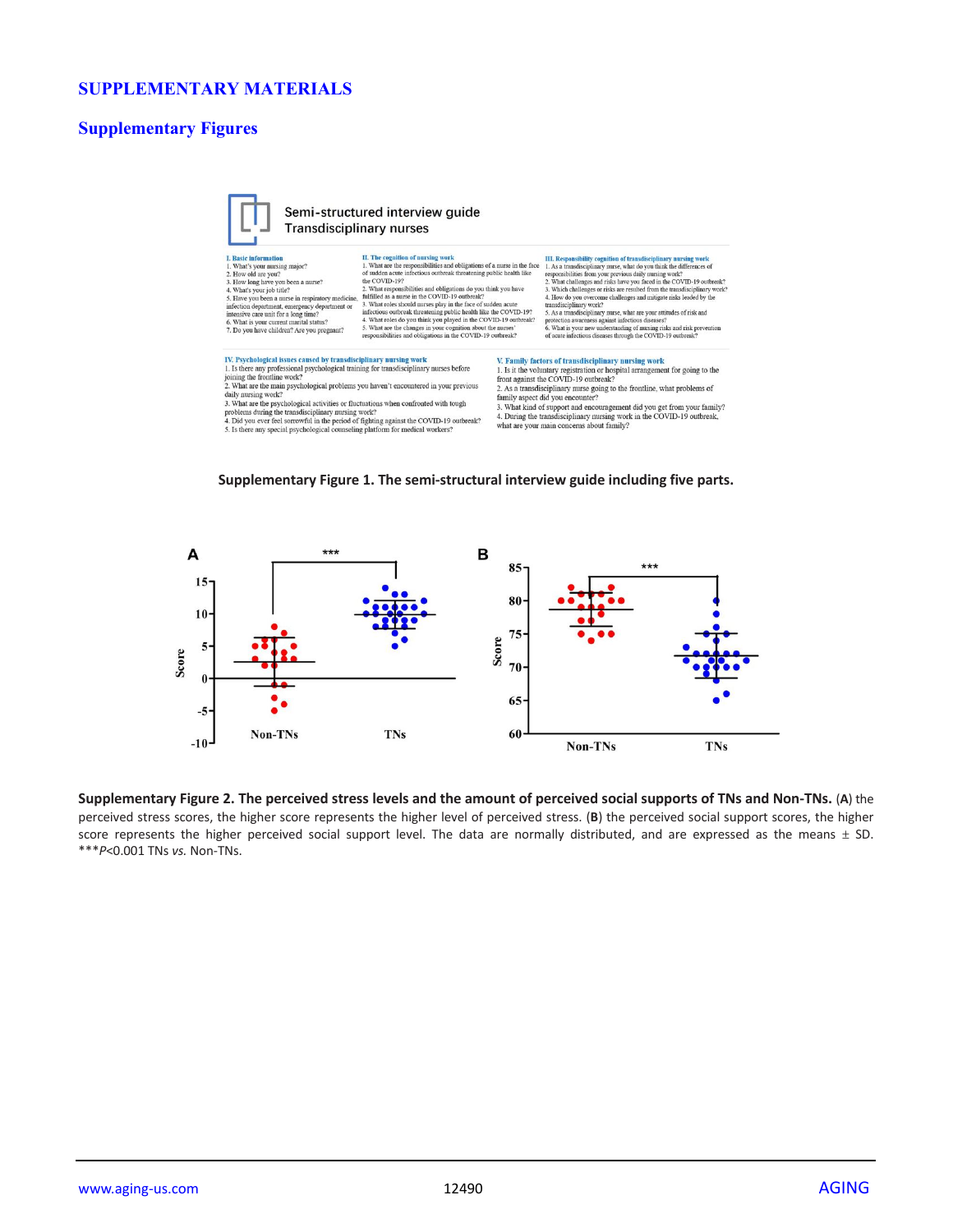## SUPPLEMENTARY MATERIALS

### Supplementary Figures

Semi-structured interview guide
Transdisciplinary nurses

**I. Basic information**
1. What's your nursing major?
2. How old are you?
3. How long have you been a nurse?
4. What's your job title?
5. Have you been a nurse in respiratory medicine infection department, emergency department or intensive care unit for a long time?
6. What is your current marital status?
7. Do you have children? Are you pregnant?

**II. The cognition of nursing work**
1. What are the responsibilities and obligations of a nurse in the face of sudden acute infectious outbreak threatening public health like the COVID-19?
2. What responsibilities and obligations do you think you have fulfilled as a nurse in the COVID-19 outbreak?
3. What roles should nurses play in the face of sudden acute infectious outbreak threatening public health like the COVID-19?
4. What roles do you think you played in the COVID-19 outbreak?
5. What are the changes in your cognition about the nurses' responsibilities and obligations in the COVID-19 outbreak?

**III. Responsibility cognition of transdisciplinary nursing work**
1. As a transdisciplinary nurse, what do you think the differences of responsibilities from your previous daily nursing work?
2. What challenges and risks have you faced in the COVID-19 outbreak?
3. Which challenges or risks are resulted from the transdisciplinary work?
4. How do you overcome challenges and mitigate risks leaded by the transdisciplinary work?
5. As a transdisciplinary nurse, what are your attitudes of risk and protection awareness against infectious diseases?
6. What is your new understanding of nursing risks and risk prevention of acute infectious diseases through the COVID-19 outbreak?

**IV. Psychological issues caused by transdisciplinary nursing work**
1. Is there any professional psychological training for transdisciplinary nurses before joining the frontline work?
2. What are the main psychological problems you haven't encountered in your previous daily nursing work?
3. What are the psychological activities or fluctuations when confronted with tough problems during the transdisciplinary nursing work?
4. Did you ever feel sorrowful in the period of fighting against the COVID-19 outbreak?
5. Is there any special psychological counseling platform for medical workers?

**V. Family factors of transdisciplinary nursing work**
1. Is it the voluntary registration or hospital arrangement for going to the front against the COVID-19 outbreak?
2. As a transdisciplinary nurse going to the frontline, what problems of family aspect did you encounter?
3. What kind of support and encouragement did you get from your family?
4. During the transdisciplinary nursing work in the COVID-19 outbreak, what are your main concerns about family?

**Supplementary Figure 1. The semi-structural interview guide including five parts.**

**Supplementary Figure 2. The perceived stress levels and the amount of perceived social supports of TNs and Non-TNs.** (**A**) the perceived stress scores, the higher score represents the higher level of perceived stress. (**B**) the perceived social support scores, the higher score represents the higher perceived social support level. The data are normally distributed, and are expressed as the means ± SD. ****P*<0.001 TNs *vs.* Non-TNs.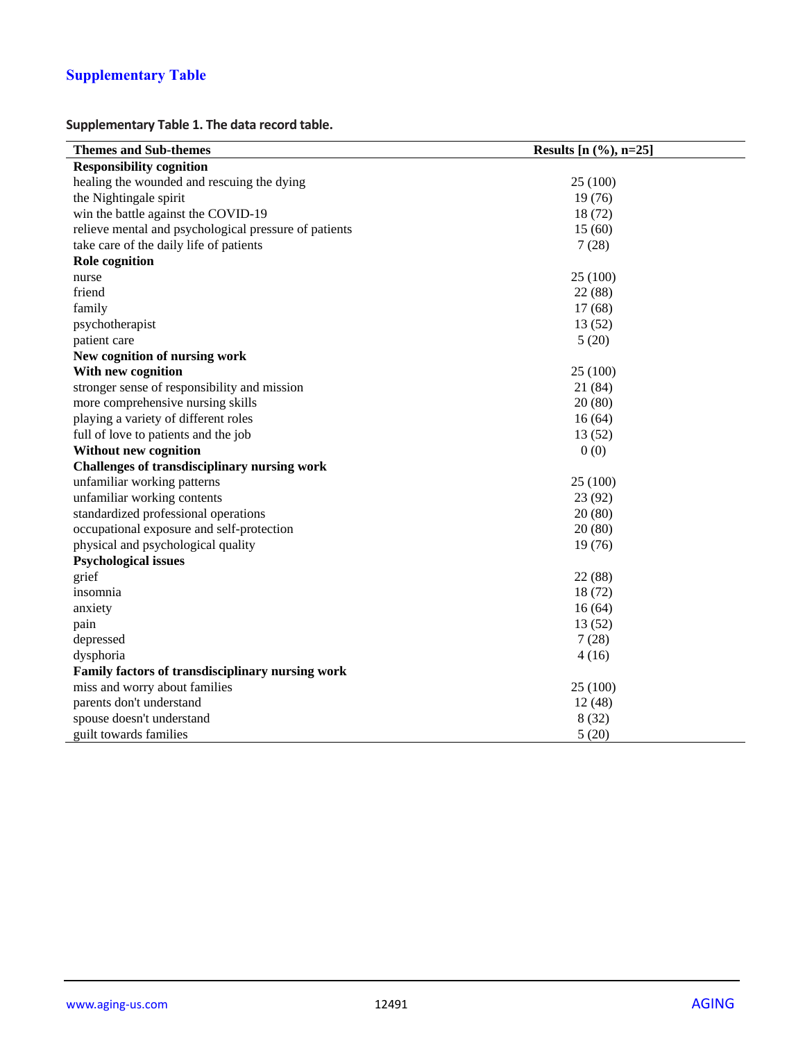## Supplementary Table

**Supplementary Table 1. The data record table.**

| Themes and Sub-themes | Results [n (%), n=25] |
|---|---|
| **Responsibility cognition** | |
| healing the wounded and rescuing the dying | 25 (100) |
| the Nightingale spirit | 19 (76) |
| win the battle against the COVID-19 | 18 (72) |
| relieve mental and psychological pressure of patients | 15 (60) |
| take care of the daily life of patients | 7 (28) |
| **Role cognition** | |
| nurse | 25 (100) |
| friend | 22 (88) |
| family | 17 (68) |
| psychotherapist | 13 (52) |
| patient care | 5 (20) |
| **New cognition of nursing work** | |
| **With new cognition** | 25 (100) |
| stronger sense of responsibility and mission | 21 (84) |
| more comprehensive nursing skills | 20 (80) |
| playing a variety of different roles | 16 (64) |
| full of love to patients and the job | 13 (52) |
| **Without new cognition** | 0 (0) |
| **Challenges of transdisciplinary nursing work** | |
| unfamiliar working patterns | 25 (100) |
| unfamiliar working contents | 23 (92) |
| standardized professional operations | 20 (80) |
| occupational exposure and self-protection | 20 (80) |
| physical and psychological quality | 19 (76) |
| **Psychological issues** | |
| grief | 22 (88) |
| insomnia | 18 (72) |
| anxiety | 16 (64) |
| pain | 13 (52) |
| depressed | 7 (28) |
| dysphoria | 4 (16) |
| **Family factors of transdisciplinary nursing work** | |
| miss and worry about families | 25 (100) |
| parents don't understand | 12 (48) |
| spouse doesn't understand | 8 (32) |
| guilt towards families | 5 (20) |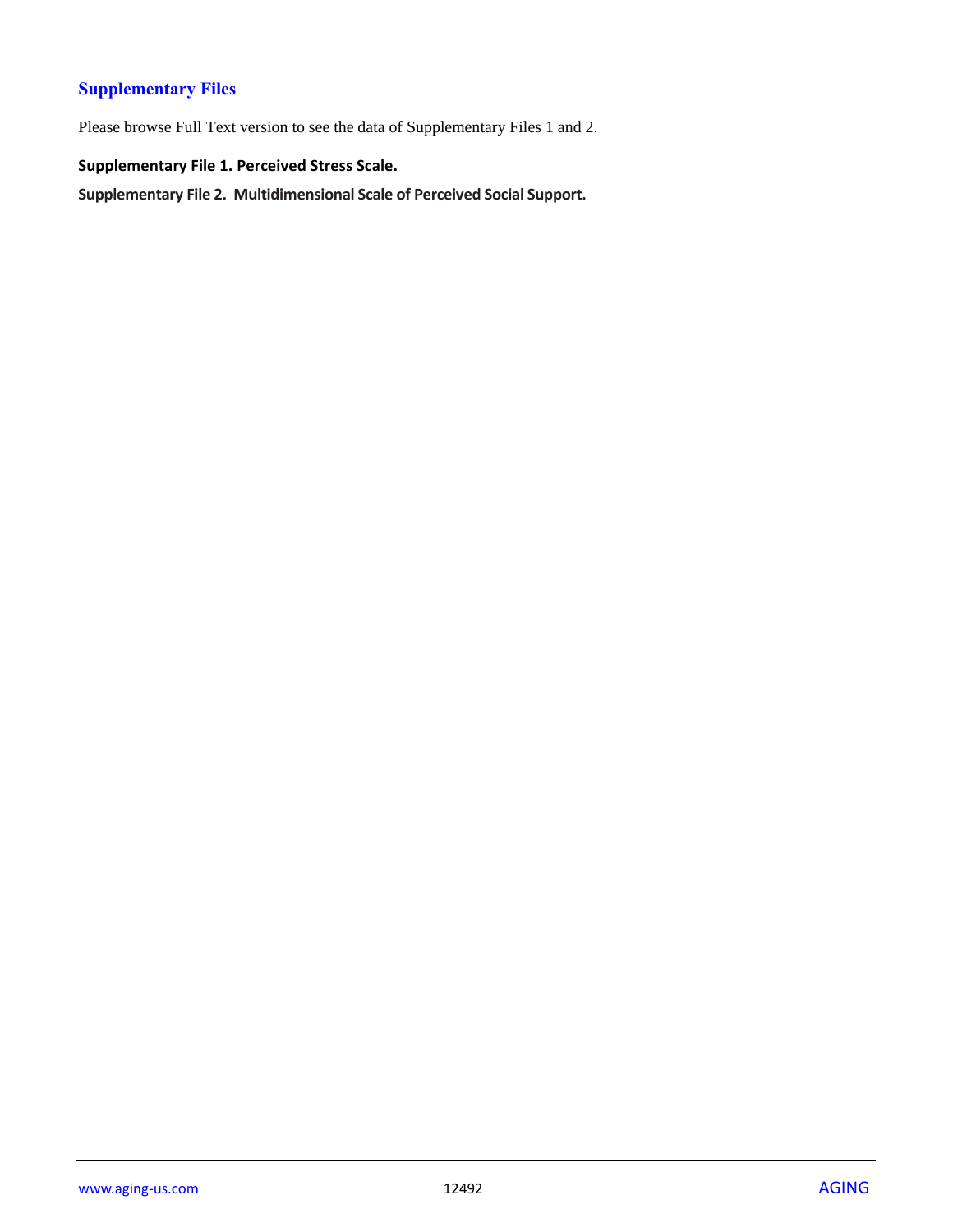## Supplementary Files

Please browse Full Text version to see the data of Supplementary Files 1 and 2.

**Supplementary File 1. Perceived Stress Scale.**

**Supplementary File 2. Multidimensional Scale of Perceived Social Support.**